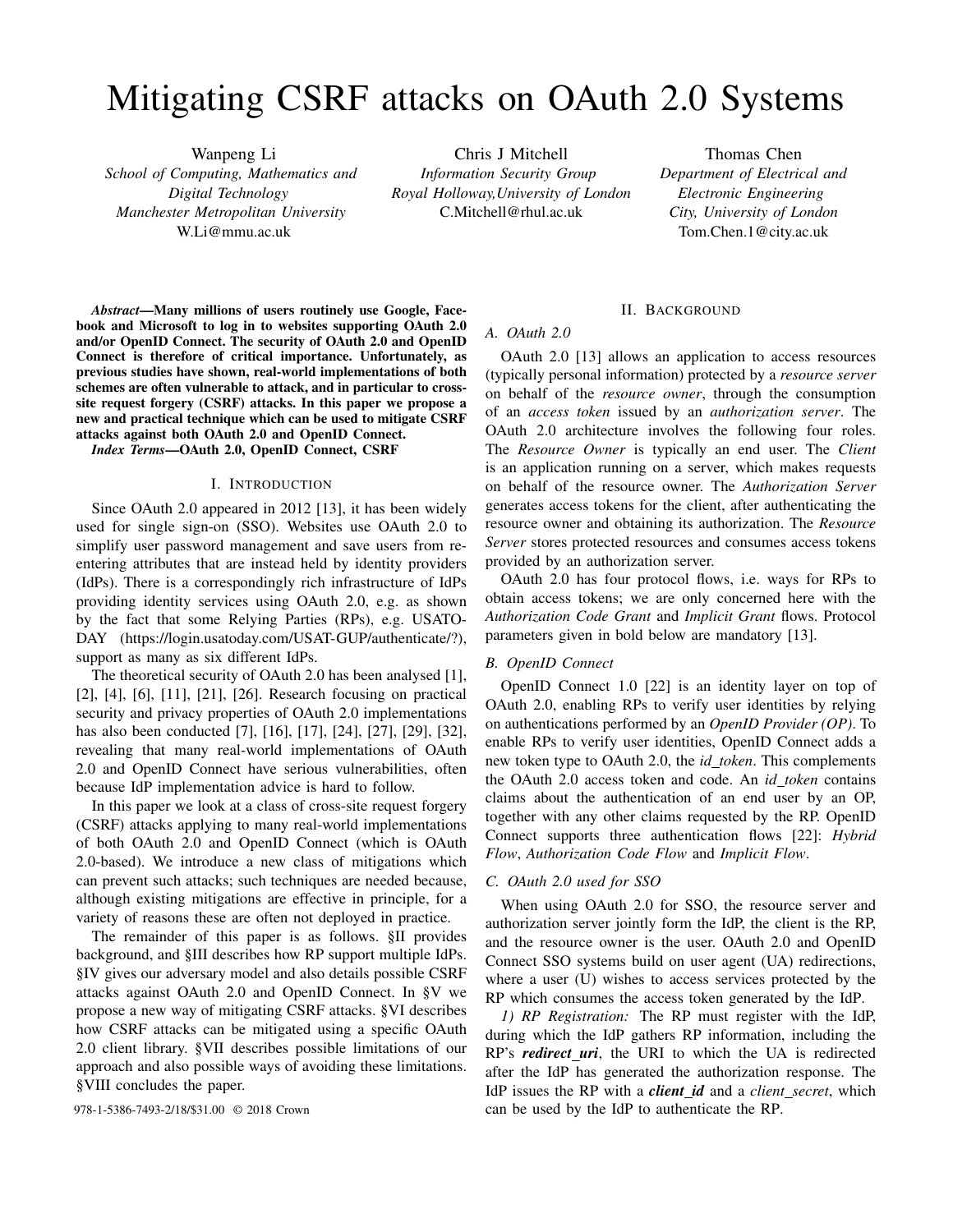# Mitigating CSRF attacks on OAuth 2.0 Systems

Wanpeng Li
*School of Computing, Mathematics and Digital Technology*
*Manchester Metropolitan University*
W.Li@mmu.ac.uk

Chris J Mitchell
*Information Security Group*
*Royal Holloway,University of London*
C.Mitchell@rhul.ac.uk

Thomas Chen
*Department of Electrical and Electronic Engineering*
*City, University of London*
Tom.Chen.1@city.ac.uk

***Abstract*—Many millions of users routinely use Google, Facebook and Microsoft to log in to websites supporting OAuth 2.0 and/or OpenID Connect. The security of OAuth 2.0 and OpenID Connect is therefore of critical importance. Unfortunately, as previous studies have shown, real-world implementations of both schemes are often vulnerable to attack, and in particular to cross-site request forgery (CSRF) attacks. In this paper we propose a new and practical technique which can be used to mitigate CSRF attacks against both OAuth 2.0 and OpenID Connect.**

***Index Terms*—OAuth 2.0, OpenID Connect, CSRF**

## I. Introduction

Since OAuth 2.0 appeared in 2012 [13], it has been widely used for single sign-on (SSO). Websites use OAuth 2.0 to simplify user password management and save users from re-entering attributes that are instead held by identity providers (IdPs). There is a correspondingly rich infrastructure of IdPs providing identity services using OAuth 2.0, e.g. as shown by the fact that some Relying Parties (RPs), e.g. USATODAY (https://login.usatoday.com/USAT-GUP/authenticate/?), support as many as six different IdPs.

The theoretical security of OAuth 2.0 has been analysed [1], [2], [4], [6], [11], [21], [26]. Research focusing on practical security and privacy properties of OAuth 2.0 implementations has also been conducted [7], [16], [17], [24], [27], [29], [32], revealing that many real-world implementations of OAuth 2.0 and OpenID Connect have serious vulnerabilities, often because IdP implementation advice is hard to follow.

In this paper we look at a class of cross-site request forgery (CSRF) attacks applying to many real-world implementations of both OAuth 2.0 and OpenID Connect (which is OAuth 2.0-based). We introduce a new class of mitigations which can prevent such attacks; such techniques are needed because, although existing mitigations are effective in principle, for a variety of reasons these are often not deployed in practice.

The remainder of this paper is as follows. §II provides background, and §III describes how RP support multiple IdPs. §IV gives our adversary model and also details possible CSRF attacks against OAuth 2.0 and OpenID Connect. In §V we propose a new way of mitigating CSRF attacks. §VI describes how CSRF attacks can be mitigated using a specific OAuth 2.0 client library. §VII describes possible limitations of our approach and also possible ways of avoiding these limitations. §VIII concludes the paper.

978-1-5386-7493-2/18/$31.00 © 2018 Crown

## II. Background

### A. OAuth 2.0

OAuth 2.0 [13] allows an application to access resources (typically personal information) protected by a *resource server* on behalf of the *resource owner*, through the consumption of an *access token* issued by an *authorization server*. The OAuth 2.0 architecture involves the following four roles. The *Resource Owner* is typically an end user. The *Client* is an application running on a server, which makes requests on behalf of the resource owner. The *Authorization Server* generates access tokens for the client, after authenticating the resource owner and obtaining its authorization. The *Resource Server* stores protected resources and consumes access tokens provided by an authorization server.

OAuth 2.0 has four protocol flows, i.e. ways for RPs to obtain access tokens; we are only concerned here with the *Authorization Code Grant* and *Implicit Grant* flows. Protocol parameters given in bold below are mandatory [13].

### B. OpenID Connect

OpenID Connect 1.0 [22] is an identity layer on top of OAuth 2.0, enabling RPs to verify user identities by relying on authentications performed by an *OpenID Provider (OP)*. To enable RPs to verify user identities, OpenID Connect adds a new token type to OAuth 2.0, the *id_token*. This complements the OAuth 2.0 access token and code. An *id_token* contains claims about the authentication of an end user by an OP, together with any other claims requested by the RP. OpenID Connect supports three authentication flows [22]: *Hybrid Flow*, *Authorization Code Flow* and *Implicit Flow*.

### C. OAuth 2.0 used for SSO

When using OAuth 2.0 for SSO, the resource server and authorization server jointly form the IdP, the client is the RP, and the resource owner is the user. OAuth 2.0 and OpenID Connect SSO systems build on user agent (UA) redirections, where a user (U) wishes to access services protected by the RP which consumes the access token generated by the IdP.

*1) RP Registration:* The RP must register with the IdP, during which the IdP gathers RP information, including the RP's ***redirect_uri***, the URI to which the UA is redirected after the IdP has generated the authorization response. The IdP issues the RP with a ***client_id*** and a *client_secret*, which can be used by the IdP to authenticate the RP.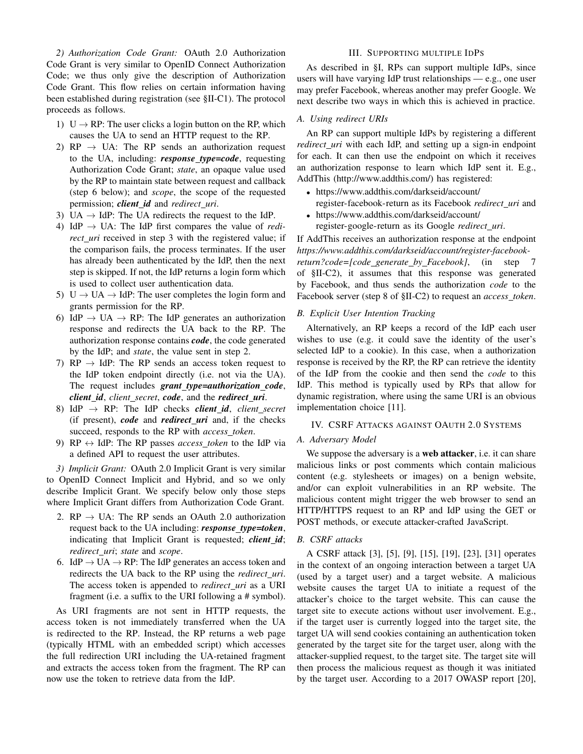*2) Authorization Code Grant:* OAuth 2.0 Authorization Code Grant is very similar to OpenID Connect Authorization Code; we thus only give the description of Authorization Code Grant. This flow relies on certain information having been established during registration (see §II-C1). The protocol proceeds as follows.

1) U → RP: The user clicks a login button on the RP, which causes the UA to send an HTTP request to the RP.
2) RP → UA: The RP sends an authorization request to the UA, including: ***response_type=code***, requesting Authorization Code Grant; *state*, an opaque value used by the RP to maintain state between request and callback (step 6 below); and *scope*, the scope of the requested permission; ***client_id*** and *redirect_uri*.
3) UA → IdP: The UA redirects the request to the IdP.
4) IdP → UA: The IdP first compares the value of *redirect_uri* received in step 3 with the registered value; if the comparison fails, the process terminates. If the user has already been authenticated by the IdP, then the next step is skipped. If not, the IdP returns a login form which is used to collect user authentication data.
5) U → UA → IdP: The user completes the login form and grants permission for the RP.
6) IdP → UA → RP: The IdP generates an authorization response and redirects the UA back to the RP. The authorization response contains ***code***, the code generated by the IdP; and *state*, the value sent in step 2.
7) RP → IdP: The RP sends an access token request to the IdP token endpoint directly (i.e. not via the UA). The request includes ***grant_type=authorization_code***, ***client_id***, *client_secret*, ***code***, and the ***redirect_uri***.
8) IdP → RP: The IdP checks ***client_id***, *client_secret* (if present), ***code*** and ***redirect_uri*** and, if the checks succeed, responds to the RP with *access_token*.
9) RP ↔ IdP: The RP passes *access_token* to the IdP via a defined API to request the user attributes.

*3) Implicit Grant:* OAuth 2.0 Implicit Grant is very similar to OpenID Connect Implicit and Hybrid, and so we only describe Implicit Grant. We specify below only those steps where Implicit Grant differs from Authorization Code Grant.

2. RP → UA: The RP sends an OAuth 2.0 authorization request back to the UA including: ***response_type=token***, indicating that Implicit Grant is requested; ***client_id***; *redirect_uri*; *state* and *scope*.
6. IdP → UA → RP: The IdP generates an access token and redirects the UA back to the RP using the *redirect_uri*. The access token is appended to *redirect_uri* as a URI fragment (i.e. a suffix to the URI following a # symbol).

As URI fragments are not sent in HTTP requests, the access token is not immediately transferred when the UA is redirected to the RP. Instead, the RP returns a web page (typically HTML with an embedded script) which accesses the full redirection URI including the UA-retained fragment and extracts the access token from the fragment. The RP can now use the token to retrieve data from the IdP.

## III. Supporting multiple IdPs

As described in §I, RPs can support multiple IdPs, since users will have varying IdP trust relationships — e.g., one user may prefer Facebook, whereas another may prefer Google. We next describe two ways in which this is achieved in practice.

### A. Using redirect URIs

An RP can support multiple IdPs by registering a different *redirect_uri* with each IdP, and setting up a sign-in endpoint for each. It can then use the endpoint on which it receives an authorization response to learn which IdP sent it. E.g., AddThis (http://www.addthis.com/) has registered:

- https://www.addthis.com/darkseid/account/register-facebook-return as its Facebook *redirect_uri* and
- https://www.addthis.com/darkseid/account/register-google-return as its Google *redirect_uri*.

If AddThis receives an authorization response at the endpoint *https://www.addthis.com/darkseid/account/register-facebook-return?code=[code_generate_by_Facebook]*, (in step 7 of §II-C2), it assumes that this response was generated by Facebook, and thus sends the authorization *code* to the Facebook server (step 8 of §II-C2) to request an *access_token*.

### B. Explicit User Intention Tracking

Alternatively, an RP keeps a record of the IdP each user wishes to use (e.g. it could save the identity of the user's selected IdP to a cookie). In this case, when a authorization response is received by the RP, the RP can retrieve the identity of the IdP from the cookie and then send the *code* to this IdP. This method is typically used by RPs that allow for dynamic registration, where using the same URI is an obvious implementation choice [11].

## IV. CSRF Attacks against OAuth 2.0 Systems

### A. Adversary Model

We suppose the adversary is a **web attacker**, i.e. it can share malicious links or post comments which contain malicious content (e.g. stylesheets or images) on a benign website, and/or can exploit vulnerabilities in an RP website. The malicious content might trigger the web browser to send an HTTP/HTTPS request to an RP and IdP using the GET or POST methods, or execute attacker-crafted JavaScript.

### B. CSRF attacks

A CSRF attack [3], [5], [9], [15], [19], [23], [31] operates in the context of an ongoing interaction between a target UA (used by a target user) and a target website. A malicious website causes the target UA to initiate a request of the attacker's choice to the target website. This can cause the target site to execute actions without user involvement. E.g., if the target user is currently logged into the target site, the target UA will send cookies containing an authentication token generated by the target site for the target user, along with the attacker-supplied request, to the target site. The target site will then process the malicious request as though it was initiated by the target user. According to a 2017 OWASP report [20],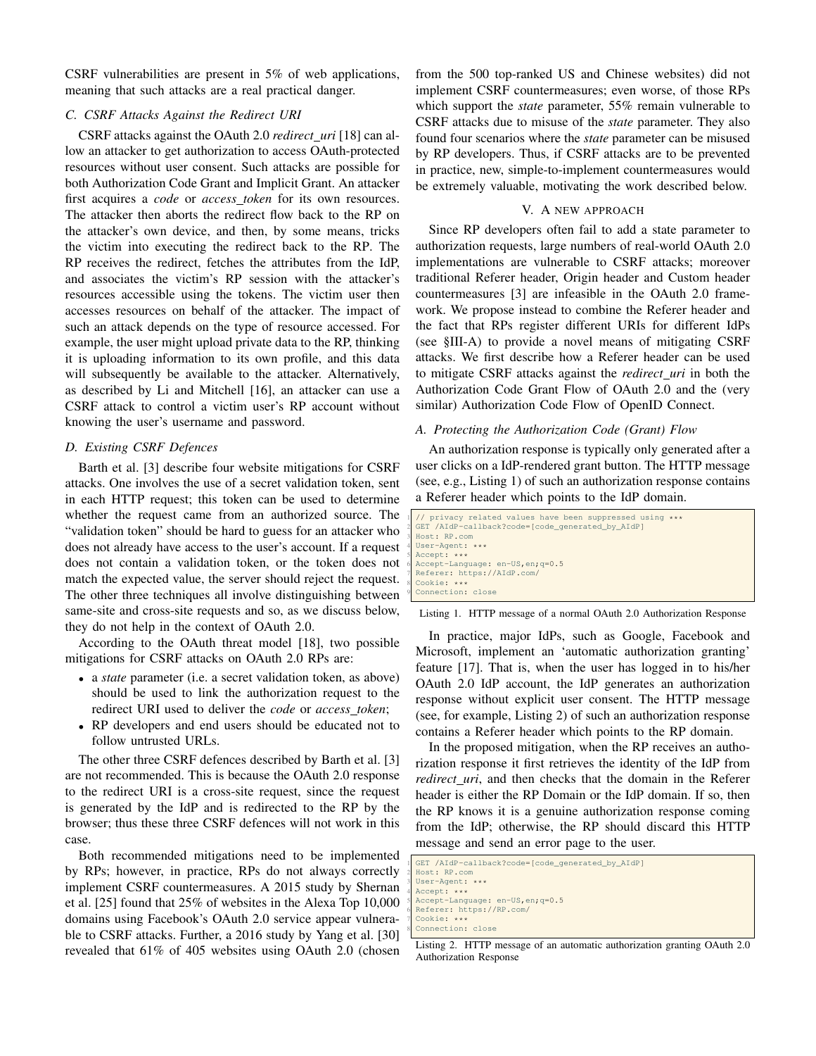CSRF vulnerabilities are present in 5% of web applications, meaning that such attacks are a real practical danger.

### C. CSRF Attacks Against the Redirect URI

CSRF attacks against the OAuth 2.0 *redirect_uri* [18] can allow an attacker to get authorization to access OAuth-protected resources without user consent. Such attacks are possible for both Authorization Code Grant and Implicit Grant. An attacker first acquires a *code* or *access_token* for its own resources. The attacker then aborts the redirect flow back to the RP on the attacker's own device, and then, by some means, tricks the victim into executing the redirect back to the RP. The RP receives the redirect, fetches the attributes from the IdP, and associates the victim's RP session with the attacker's resources accessible using the tokens. The victim user then accesses resources on behalf of the attacker. The impact of such an attack depends on the type of resource accessed. For example, the user might upload private data to the RP, thinking it is uploading information to its own profile, and this data will subsequently be available to the attacker. Alternatively, as described by Li and Mitchell [16], an attacker can use a CSRF attack to control a victim user's RP account without knowing the user's username and password.

### D. Existing CSRF Defences

Barth et al. [3] describe four website mitigations for CSRF attacks. One involves the use of a secret validation token, sent in each HTTP request; this token can be used to determine whether the request came from an authorized source. The "validation token" should be hard to guess for an attacker who does not already have access to the user's account. If a request does not contain a validation token, or the token does not match the expected value, the server should reject the request. The other three techniques all involve distinguishing between same-site and cross-site requests and so, as we discuss below, they do not help in the context of OAuth 2.0.

According to the OAuth threat model [18], two possible mitigations for CSRF attacks on OAuth 2.0 RPs are:

- a *state* parameter (i.e. a secret validation token, as above) should be used to link the authorization request to the redirect URI used to deliver the *code* or *access_token*;
- RP developers and end users should be educated not to follow untrusted URLs.

The other three CSRF defences described by Barth et al. [3] are not recommended. This is because the OAuth 2.0 response to the redirect URI is a cross-site request, since the request is generated by the IdP and is redirected to the RP by the browser; thus these three CSRF defences will not work in this case.

Both recommended mitigations need to be implemented by RPs; however, in practice, RPs do not always correctly implement CSRF countermeasures. A 2015 study by Shernan et al. [25] found that 25% of websites in the Alexa Top 10,000 domains using Facebook's OAuth 2.0 service appear vulnerable to CSRF attacks. Further, a 2016 study by Yang et al. [30] revealed that 61% of 405 websites using OAuth 2.0 (chosen from the 500 top-ranked US and Chinese websites) did not implement CSRF countermeasures; even worse, of those RPs which support the *state* parameter, 55% remain vulnerable to CSRF attacks due to misuse of the *state* parameter. They also found four scenarios where the *state* parameter can be misused by RP developers. Thus, if CSRF attacks are to be prevented in practice, new, simple-to-implement countermeasures would be extremely valuable, motivating the work described below.

## V. A NEW APPROACH

Since RP developers often fail to add a state parameter to authorization requests, large numbers of real-world OAuth 2.0 implementations are vulnerable to CSRF attacks; moreover traditional Referer header, Origin header and Custom header countermeasures [3] are infeasible in the OAuth 2.0 framework. We propose instead to combine the Referer header and the fact that RPs register different URIs for different IdPs (see §III-A) to provide a novel means of mitigating CSRF attacks. We first describe how a Referer header can be used to mitigate CSRF attacks against the *redirect_uri* in both the Authorization Code Grant Flow of OAuth 2.0 and the (very similar) Authorization Code Flow of OpenID Connect.

### A. Protecting the Authorization Code (Grant) Flow

An authorization response is typically only generated after a user clicks on a IdP-rendered grant button. The HTTP message (see, e.g., Listing 1) of such an authorization response contains a Referer header which points to the IdP domain.

```
// privacy related values have been suppressed using ***
GET /AIdP-callback?code=[code_generated_by_AIdP]
Host: RP.com
User-Agent: ***
Accept: ***
Accept-Language: en-US,en;q=0.5
Referer: https://AIdP.com/
Cookie: ***
Connection: close
```

Listing 1. HTTP message of a normal OAuth 2.0 Authorization Response

In practice, major IdPs, such as Google, Facebook and Microsoft, implement an 'automatic authorization granting' feature [17]. That is, when the user has logged in to his/her OAuth 2.0 IdP account, the IdP generates an authorization response without explicit user consent. The HTTP message (see, for example, Listing 2) of such an authorization response contains a Referer header which points to the RP domain.

In the proposed mitigation, when the RP receives an authorization response it first retrieves the identity of the IdP from *redirect_uri*, and then checks that the domain in the Referer header is either the RP Domain or the IdP domain. If so, then the RP knows it is a genuine authorization response coming from the IdP; otherwise, the RP should discard this HTTP message and send an error page to the user.

```
GET /AIdP-callback?code=[code_generated_by_AIdP]
Host: RP.com
User-Agent: ***
Accept: ***
Accept-Language: en-US,en;q=0.5
Referer: https://RP.com/
Cookie: ***
Connection: close
```

Listing 2. HTTP message of an automatic authorization granting OAuth 2.0 Authorization Response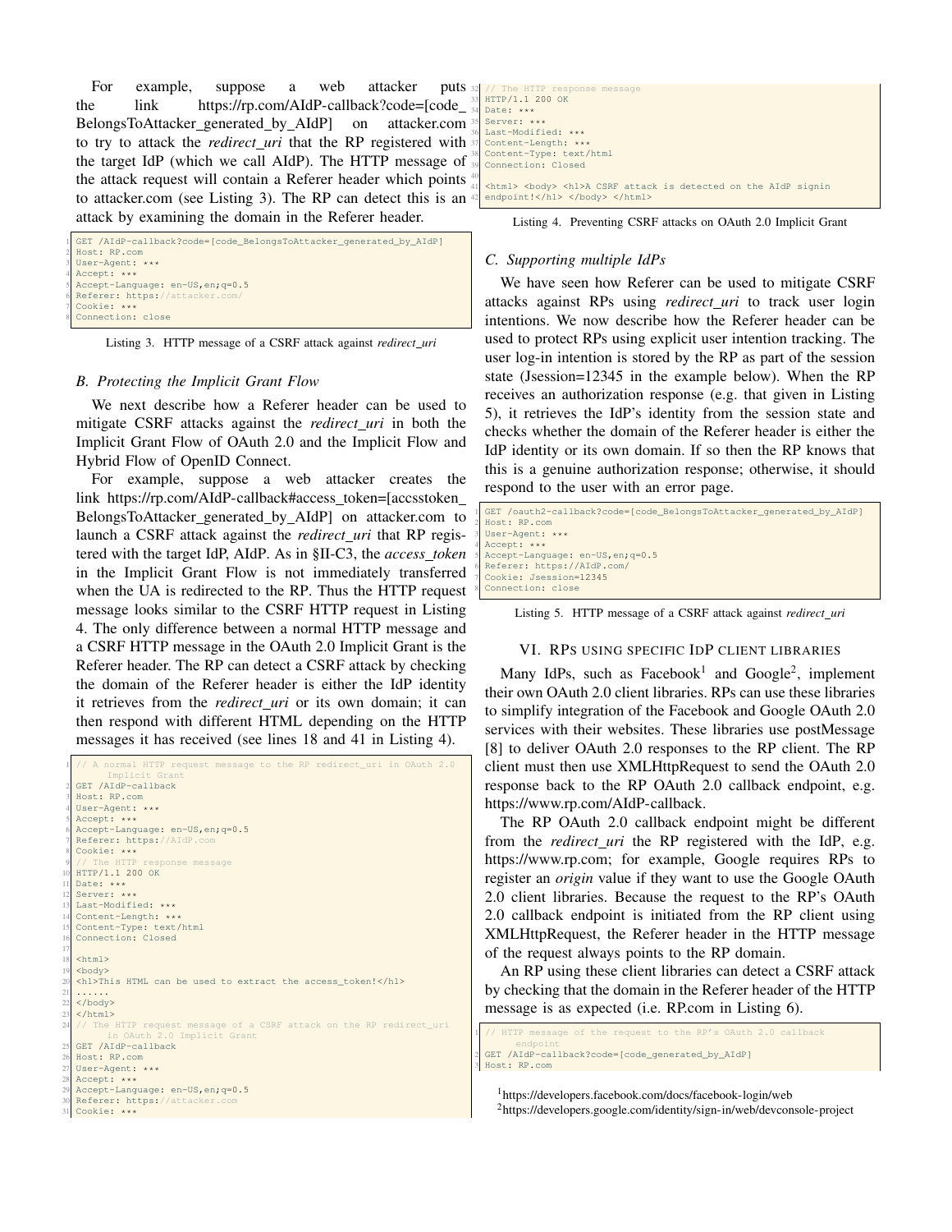For example, suppose a web attacker puts the link https://rp.com/AIdP-callback?code=[code_BelongsToAttacker_generated_by_AIdP] on attacker.com to try to attack the *redirect_uri* that the RP registered with the target IdP (which we call AIdP). The HTTP message of the attack request will contain a Referer header which points to attacker.com (see Listing 3). The RP can detect this is an attack by examining the domain in the Referer header.

```
GET /AIdP-callback?code=[code_BelongsToAttacker_generated_by_AIdP]
Host: RP.com
User-Agent: ***
Accept: ***
Accept-Language: en-US,en;q=0.5
Referer: https://attacker.com/
Cookie: ***
Connection: close
```

Listing 3. HTTP message of a CSRF attack against *redirect_uri*

### B. Protecting the Implicit Grant Flow

We next describe how a Referer header can be used to mitigate CSRF attacks against the *redirect_uri* in both the Implicit Grant Flow of OAuth 2.0 and the Implicit Flow and Hybrid Flow of OpenID Connect.

For example, suppose a web attacker creates the link https://rp.com/AIdP-callback#access_token=[accsstoken_BelongsToAttacker_generated_by_AIdP] on attacker.com to launch a CSRF attack against the *redirect_uri* that RP registered with the target IdP, AIdP. As in §II-C3, the *access_token* in the Implicit Grant Flow is not immediately transferred when the UA is redirected to the RP. Thus the HTTP request message looks similar to the CSRF HTTP request in Listing 4. The only difference between a normal HTTP message and a CSRF HTTP message in the OAuth 2.0 Implicit Grant is the Referer header. The RP can detect a CSRF attack by checking the domain of the Referer header is either the IdP identity it retrieves from the *redirect_uri* or its own domain; it can then respond with different HTML depending on the HTTP messages it has received (see lines 18 and 41 in Listing 4).

```
// A normal HTTP request message to the RP redirect_uri in OAuth 2.0
    Implicit Grant
GET /AIdP-callback
Host: RP.com
User-Agent: ***
Accept: ***
Accept-Language: en-US,en;q=0.5
Referer: https://AIdP.com
Cookie: ***
// The HTTP response message
HTTP/1.1 200 OK
Date: ***
Server: ***
Last-Modified: ***
Content-Length: ***
Content-Type: text/html
Connection: Closed

<html>
<body>
<h1>This HTML can be used to extract the access_token!</h1>
......
</body>
</html>
// The HTTP request message of a CSRF attack on the RP redirect_uri
    in OAuth 2.0 Implicit Grant
GET /AIdP-callback
Host: RP.com
User-Agent: ***
Accept: ***
Accept-Language: en-US,en;q=0.5
Referer: https://attacker.com
Cookie: ***
// The HTTP response message
HTTP/1.1 200 OK
Date: ***
Server: ***
Last-Modified: ***
Content-Length: ***
Content-Type: text/html
Connection: Closed

<html> <body> <h1>A CSRF attack is detected on the AIdP signin
endpoint!</h1> </body> </html>
```

Listing 4. Preventing CSRF attacks on OAuth 2.0 Implicit Grant

### C. Supporting multiple IdPs

We have seen how Referer can be used to mitigate CSRF attacks against RPs using *redirect_uri* to track user login intentions. We now describe how the Referer header can be used to protect RPs using explicit user intention tracking. The user log-in intention is stored by the RP as part of the session state (Jsession=12345 in the example below). When the RP receives an authorization response (e.g. that given in Listing 5), it retrieves the IdP's identity from the session state and checks whether the domain of the Referer header is either the IdP identity or its own domain. If so then the RP knows that this is a genuine authorization response; otherwise, it should respond to the user with an error page.

```
GET /oauth2-callback?code=[code_BelongsToAttacker_generated_by_AIdP]
Host: RP.com
User-Agent: ***
Accept: ***
Accept-Language: en-US,en;q=0.5
Referer: https://AIdP.com/
Cookie: Jsession=12345
Connection: close
```

Listing 5. HTTP message of a CSRF attack against *redirect_uri*

## VI. RPs USING SPECIFIC IdP CLIENT LIBRARIES

Many IdPs, such as Facebook[1] and Google[2], implement their own OAuth 2.0 client libraries. RPs can use these libraries to simplify integration of the Facebook and Google OAuth 2.0 services with their websites. These libraries use postMessage [8] to deliver OAuth 2.0 responses to the RP client. The RP client must then use XMLHttpRequest to send the OAuth 2.0 response back to the RP OAuth 2.0 callback endpoint, e.g. https://www.rp.com/AIdP-callback.

The RP OAuth 2.0 callback endpoint might be different from the *redirect_uri* the RP registered with the IdP, e.g. https://www.rp.com; for example, Google requires RPs to register an *origin* value if they want to use the Google OAuth 2.0 client libraries. Because the request to the RP's OAuth 2.0 callback endpoint is initiated from the RP client using XMLHttpRequest, the Referer header in the HTTP message of the request always points to the RP domain.

An RP using these client libraries can detect a CSRF attack by checking that the domain in the Referer header of the HTTP message is as expected (i.e. RP.com in Listing 6).

```
// HTTP message of the request to the RP's OAuth 2.0 callback
    endpoint
GET /AIdP-callback?code=[code_generated_by_AIdP]
Host: RP.com
```

[1]https://developers.facebook.com/docs/facebook-login/web

[2]https://developers.google.com/identity/sign-in/web/devconsole-project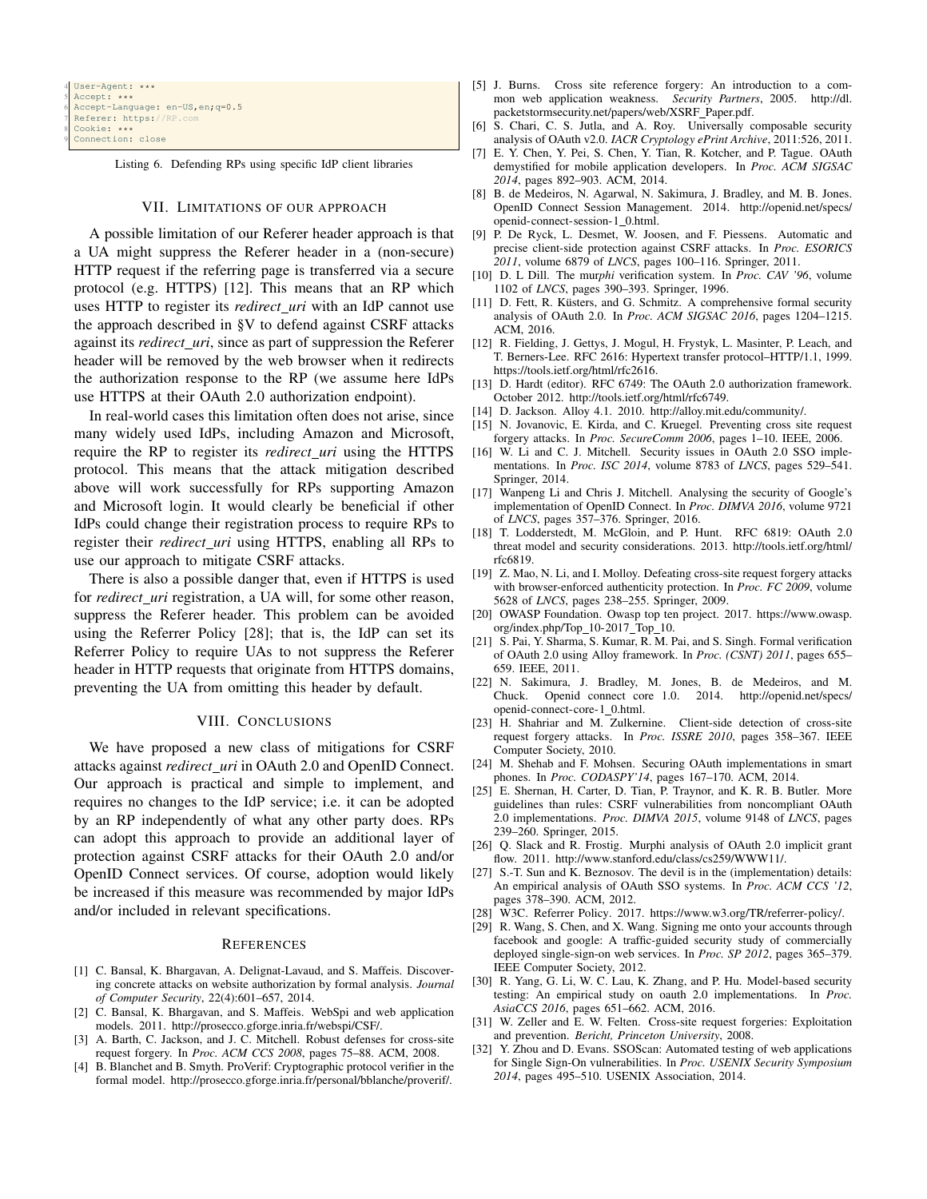```
User-Agent: ***
Accept: ***
Accept-Language: en-US,en;q=0.5
Referer: https://RP.com
Cookie: ***
Connection: close
```

Listing 6. Defending RPs using specific IdP client libraries

## VII. Limitations of our approach

A possible limitation of our Referer header approach is that a UA might suppress the Referer header in a (non-secure) HTTP request if the referring page is transferred via a secure protocol (e.g. HTTPS) [12]. This means that an RP which uses HTTP to register its *redirect_uri* with an IdP cannot use the approach described in §V to defend against CSRF attacks against its *redirect_uri*, since as part of suppression the Referer header will be removed by the web browser when it redirects the authorization response to the RP (we assume here IdPs use HTTPS at their OAuth 2.0 authorization endpoint).

In real-world cases this limitation often does not arise, since many widely used IdPs, including Amazon and Microsoft, require the RP to register its *redirect_uri* using the HTTPS protocol. This means that the attack mitigation described above will work successfully for RPs supporting Amazon and Microsoft login. It would clearly be beneficial if other IdPs could change their registration process to require RPs to register their *redirect_uri* using HTTPS, enabling all RPs to use our approach to mitigate CSRF attacks.

There is also a possible danger that, even if HTTPS is used for *redirect_uri* registration, a UA will, for some other reason, suppress the Referer header. This problem can be avoided using the Referrer Policy [28]; that is, the IdP can set its Referrer Policy to require UAs to not suppress the Referer header in HTTP requests that originate from HTTPS domains, preventing the UA from omitting this header by default.

## VIII. Conclusions

We have proposed a new class of mitigations for CSRF attacks against *redirect_uri* in OAuth 2.0 and OpenID Connect. Our approach is practical and simple to implement, and requires no changes to the IdP service; i.e. it can be adopted by an RP independently of what any other party does. RPs can adopt this approach to provide an additional layer of protection against CSRF attacks for their OAuth 2.0 and/or OpenID Connect services. Of course, adoption would likely be increased if this measure was recommended by major IdPs and/or included in relevant specifications.

## References

[1] C. Bansal, K. Bhargavan, A. Delignat-Lavaud, and S. Maffeis. Discovering concrete attacks on website authorization by formal analysis. *Journal of Computer Security*, 22(4):601–657, 2014.

[2] C. Bansal, K. Bhargavan, and S. Maffeis. WebSpi and web application models. 2011. http://prosecco.gforge.inria.fr/webspi/CSF/.

[3] A. Barth, C. Jackson, and J. C. Mitchell. Robust defenses for cross-site request forgery. In *Proc. ACM CCS 2008*, pages 75–88. ACM, 2008.

[4] B. Blanchet and B. Smyth. ProVerif: Cryptographic protocol verifier in the formal model. http://prosecco.gforge.inria.fr/personal/bblanche/proverif/.

[5] J. Burns. Cross site reference forgery: An introduction to a common web application weakness. *Security Partners*, 2005. http://dl.packetstormsecurity.net/papers/web/XSRF_Paper.pdf.

[6] S. Chari, C. S. Jutla, and A. Roy. Universally composable security analysis of OAuth v2.0. *IACR Cryptology ePrint Archive*, 2011:526, 2011.

[7] E. Y. Chen, Y. Pei, S. Chen, Y. Tian, R. Kotcher, and P. Tague. OAuth demystified for mobile application developers. In *Proc. ACM SIGSAC 2014*, pages 892–903. ACM, 2014.

[8] B. de Medeiros, N. Agarwal, N. Sakimura, J. Bradley, and M. B. Jones. OpenID Connect Session Management. 2014. http://openid.net/specs/openid-connect-session-1_0.html.

[9] P. De Ryck, L. Desmet, W. Joosen, and F. Piessens. Automatic and precise client-side protection against CSRF attacks. In *Proc. ESORICS 2011*, volume 6879 of *LNCS*, pages 100–116. Springer, 2011.

[10] D. L Dill. The mur*phi* verification system. In *Proc. CAV '96*, volume 1102 of *LNCS*, pages 390–393. Springer, 1996.

[11] D. Fett, R. Küsters, and G. Schmitz. A comprehensive formal security analysis of OAuth 2.0. In *Proc. ACM SIGSAC 2016*, pages 1204–1215. ACM, 2016.

[12] R. Fielding, J. Gettys, J. Mogul, H. Frystyk, L. Masinter, P. Leach, and T. Berners-Lee. RFC 2616: Hypertext transfer protocol–HTTP/1.1, 1999. https://tools.ietf.org/html/rfc2616.

[13] D. Hardt (editor). RFC 6749: The OAuth 2.0 authorization framework. October 2012. http://tools.ietf.org/html/rfc6749.

[14] D. Jackson. Alloy 4.1. 2010. http://alloy.mit.edu/community/.

[15] N. Jovanovic, E. Kirda, and C. Kruegel. Preventing cross site request forgery attacks. In *Proc. SecureComm 2006*, pages 1–10. IEEE, 2006.

[16] W. Li and C. J. Mitchell. Security issues in OAuth 2.0 SSO implementations. In *Proc. ISC 2014*, volume 8783 of *LNCS*, pages 529–541. Springer, 2014.

[17] Wanpeng Li and Chris J. Mitchell. Analysing the security of Google's implementation of OpenID Connect. In *Proc. DIMVA 2016*, volume 9721 of *LNCS*, pages 357–376. Springer, 2016.

[18] T. Lodderstedt, M. McGloin, and P. Hunt. RFC 6819: OAuth 2.0 threat model and security considerations. 2013. http://tools.ietf.org/html/rfc6819.

[19] Z. Mao, N. Li, and I. Molloy. Defeating cross-site request forgery attacks with browser-enforced authenticity protection. In *Proc. FC 2009*, volume 5628 of *LNCS*, pages 238–255. Springer, 2009.

[20] OWASP Foundation. Owasp top ten project. 2017. https://www.owasp.org/index.php/Top_10-2017_Top_10.

[21] S. Pai, Y. Sharma, S. Kumar, R. M. Pai, and S. Singh. Formal verification of OAuth 2.0 using Alloy framework. In *Proc. (CSNT) 2011*, pages 655–659. IEEE, 2011.

[22] N. Sakimura, J. Bradley, M. Jones, B. de Medeiros, and M. Chuck. Openid connect core 1.0. 2014. http://openid.net/specs/openid-connect-core-1_0.html.

[23] H. Shahriar and M. Zulkernine. Client-side detection of cross-site request forgery attacks. In *Proc. ISSRE 2010*, pages 358–367. IEEE Computer Society, 2010.

[24] M. Shehab and F. Mohsen. Securing OAuth implementations in smart phones. In *Proc. CODASPY'14*, pages 167–170. ACM, 2014.

[25] E. Shernan, H. Carter, D. Tian, P. Traynor, and K. R. B. Butler. More guidelines than rules: CSRF vulnerabilities from noncompliant OAuth 2.0 implementations. *Proc. DIMVA 2015*, volume 9148 of *LNCS*, pages 239–260. Springer, 2015.

[26] Q. Slack and R. Frostig. Murphi analysis of OAuth 2.0 implicit grant flow. 2011. http://www.stanford.edu/class/cs259/WWW11/.

[27] S.-T. Sun and K. Beznosov. The devil is in the (implementation) details: An empirical analysis of OAuth SSO systems. In *Proc. ACM CCS '12*, pages 378–390. ACM, 2012.

[28] W3C. Referrer Policy. 2017. https://www.w3.org/TR/referrer-policy/.

[29] R. Wang, S. Chen, and X. Wang. Signing me onto your accounts through facebook and google: A traffic-guided security study of commercially deployed single-sign-on web services. In *Proc. SP 2012*, pages 365–379. IEEE Computer Society, 2012.

[30] R. Yang, G. Li, W. C. Lau, K. Zhang, and P. Hu. Model-based security testing: An empirical study on oauth 2.0 implementations. In *Proc. AsiaCCS 2016*, pages 651–662. ACM, 2016.

[31] W. Zeller and E. W. Felten. Cross-site request forgeries: Exploitation and prevention. *Bericht, Princeton University*, 2008.

[32] Y. Zhou and D. Evans. SSOScan: Automated testing of web applications for Single Sign-On vulnerabilities. In *Proc. USENIX Security Symposium 2014*, pages 495–510. USENIX Association, 2014.